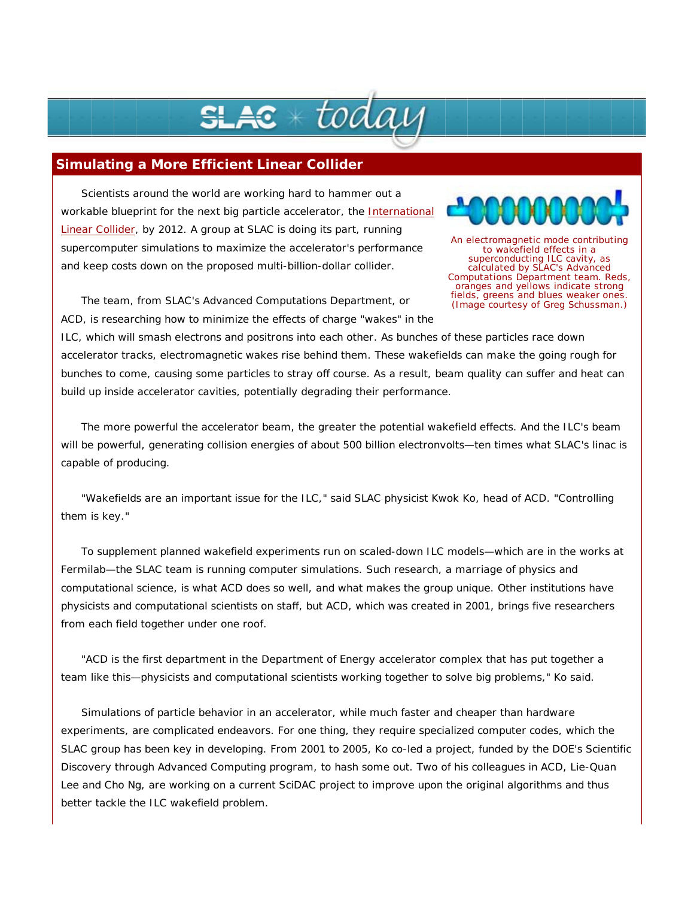# Simulating a More Efficient Linear Collider

Scientists around the world are working hard to hammer out a workable blueprint for the next big particle accelerator, the International Linear Collider, by 2012. A group at SLAC is doing its part, running supercomputer simulations to maximize the accelerator's performance and keep costs down on the proposed multi-billion-dollar collider.

An electromagnetic mode contributing to wakefield effects in a superconducting ILC cavity, as calculated by SLAC's Advanced Computations Department team. Reds, oranges and yellows indicate strong fields, greens and blues weaker ones. (Image courtesy of Greg Schussman.)

The team, from SLAC's Advanced Computations Department, or ACD, is researching how to minimize the effects of charge "wakes" in the ILC, which will smash electrons and positrons into each other. As bunches of these particles race down accelerator tracks, electromagnetic wakes rise behind them. These wakefields can make the going rough for bunches to come, causing some particles to stray off course. As a result, beam quality can suffer and heat can build up inside accelerator cavities, potentially degrading their performance.

The more powerful the accelerator beam, the greater the potential wakefield effects. And the ILC's beam will be powerful, generating collision energies of about 500 billion electronvolts—ten times what SLAC's linac is capable of producing.

"Wakefields are an important issue for the ILC," said SLAC physicist Kwok Ko, head of ACD. "Controlling them is key."

To supplement planned wakefield experiments run on scaled-down ILC models—which are in the works at Fermilab—the SLAC team is running computer simulations. Such research, a marriage of physics and computational science, is what ACD does so well, and what makes the group unique. Other institutions have physicists and computational scientists on staff, but ACD, which was created in 2001, brings five researchers from each field together under one roof.

"ACD is the first department in the Department of Energy accelerator complex that has put together a team like this—physicists and computational scientists working together to solve big problems," Ko said.

Simulations of particle behavior in an accelerator, while much faster and cheaper than hardware experiments, are complicated endeavors. For one thing, they require specialized computer codes, which the SLAC group has been key in developing. From 2001 to 2005, Ko co-led a project, funded by the DOE's Scientific Discovery through Advanced Computing program, to hash some out. Two of his colleagues in ACD, Lie-Quan Lee and Cho Ng, are working on a current SciDAC project to improve upon the original algorithms and thus better tackle the ILC wakefield problem.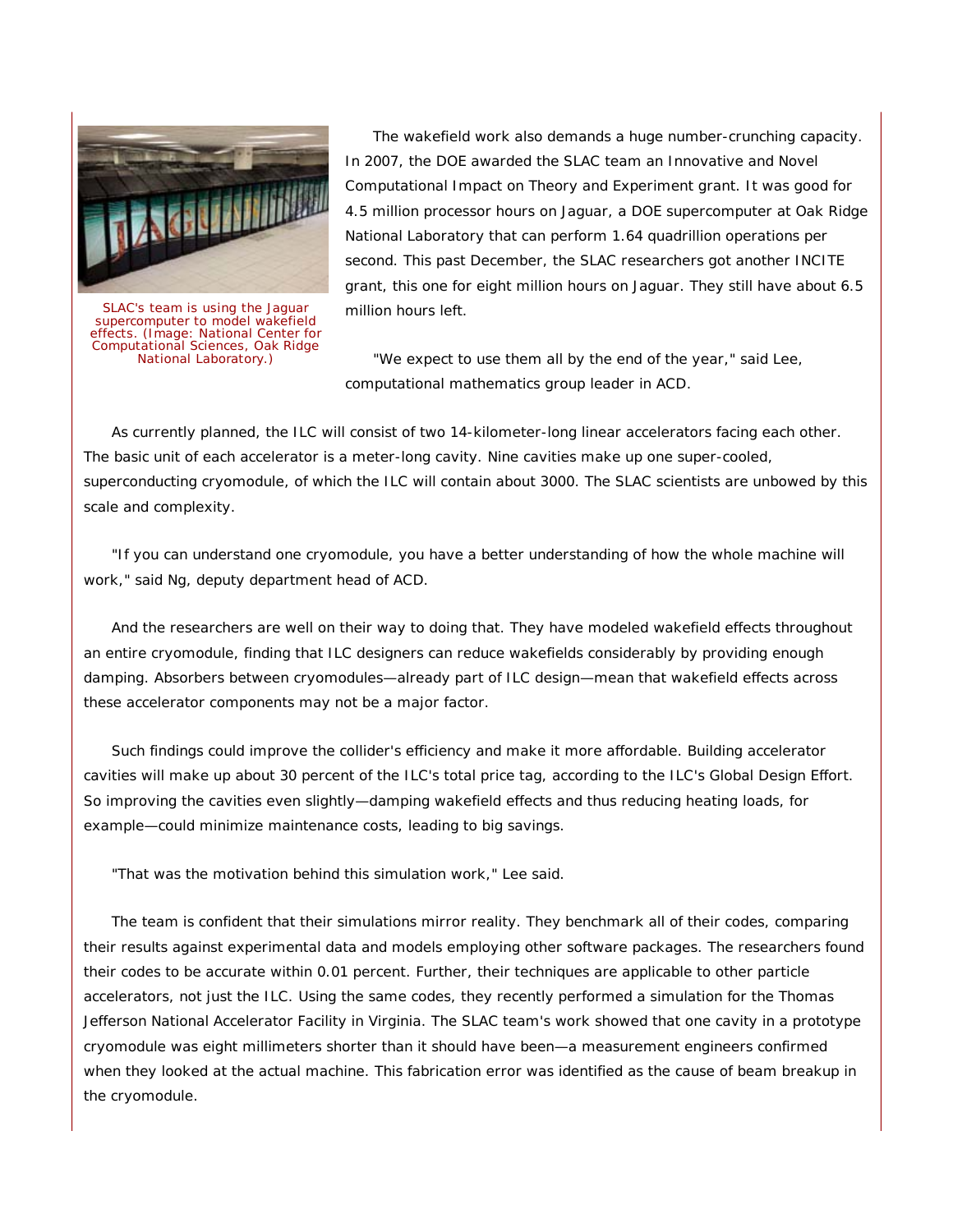SLAC's team is using the Jaguar supercomputer to model wakefield effects. (Image: National Center for Computational Sciences, Oak Ridge National Laboratory.)

The wakefield work also demands a huge number-crunching capacity. In 2007, the DOE awarded the SLAC team an Innovative and Novel Computational Impact on Theory and Experiment grant. It was good for 4.5 million processor hours on Jaguar, a DOE supercomputer at Oak Ridge National Laboratory that can perform 1.64 quadrillion operations per second. This past December, the SLAC researchers got another INCITE grant, this one for eight million hours on Jaguar. They still have about 6.5 million hours left.

"We expect to use them all by the end of the year," said Lee, computational mathematics group leader in ACD.

As currently planned, the ILC will consist of two 14-kilometer-long linear accelerators facing each other. The basic unit of each accelerator is a meter-long cavity. Nine cavities make up one super-cooled, superconducting cryomodule, of which the ILC will contain about 3000. The SLAC scientists are unbowed by this scale and complexity.

"If you can understand one cryomodule, you have a better understanding of how the whole machine will work," said Ng, deputy department head of ACD.

And the researchers are well on their way to doing that. They have modeled wakefield effects throughout an entire cryomodule, finding that ILC designers can reduce wakefields considerably by providing enough damping. Absorbers between cryomodules—already part of ILC design—mean that wakefield effects across these accelerator components may not be a major factor.

Such findings could improve the collider's efficiency and make it more affordable. Building accelerator cavities will make up about 30 percent of the ILC's total price tag, according to the ILC's Global Design Effort. So improving the cavities even slightly—damping wakefield effects and thus reducing heating loads, for example—could minimize maintenance costs, leading to big savings.

"That was the motivation behind this simulation work," Lee said.

The team is confident that their simulations mirror reality. They benchmark all of their codes, comparing their results against experimental data and models employing other software packages. The researchers found their codes to be accurate within 0.01 percent. Further, their techniques are applicable to other particle accelerators, not just the ILC. Using the same codes, they recently performed a simulation for the Thomas Jefferson National Accelerator Facility in Virginia. The SLAC team's work showed that one cavity in a prototype cryomodule was eight millimeters shorter than it should have been—a measurement engineers confirmed when they looked at the actual machine. This fabrication error was identified as the cause of beam breakup in the cryomodule.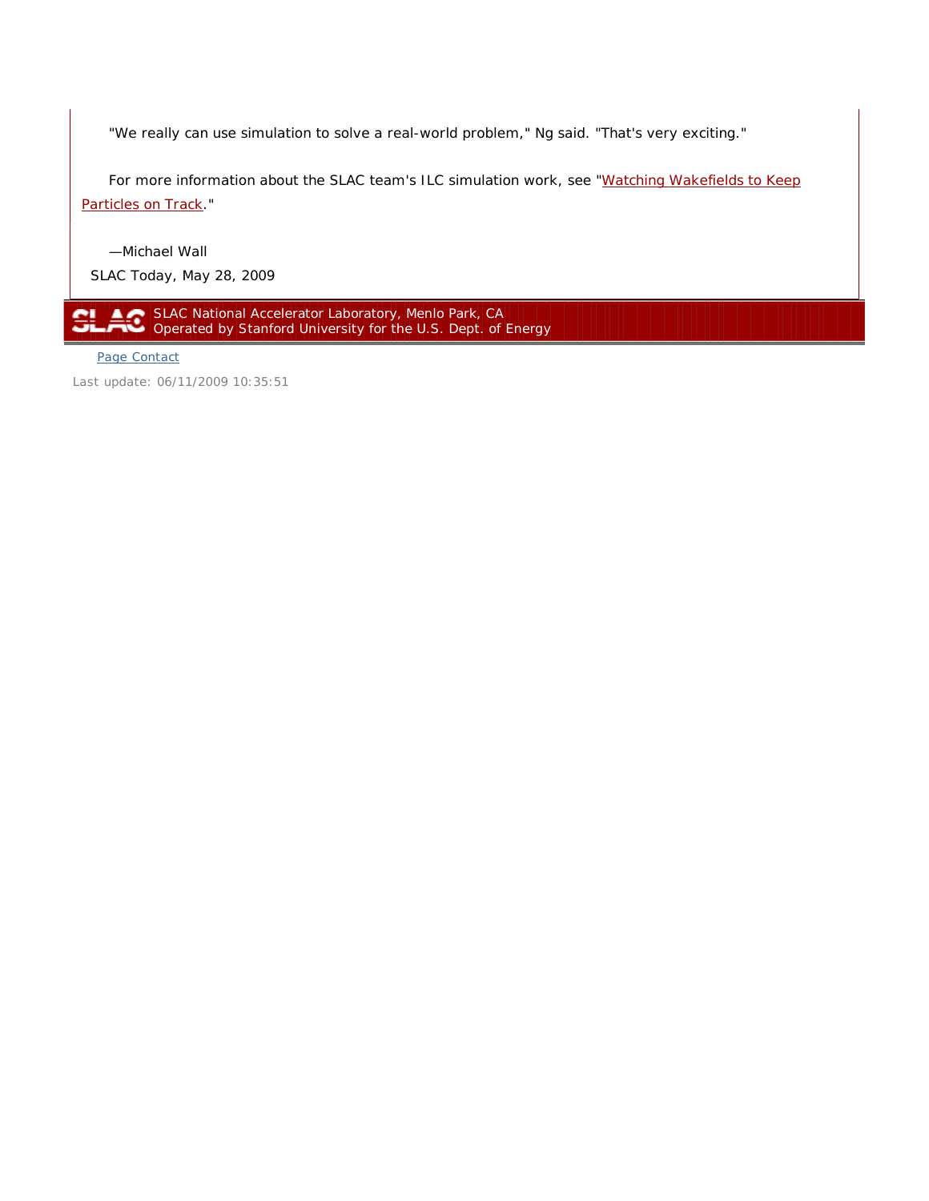"We really can use simulation to solve a real-world problem," Ng said. "That's very exciting."

For more information about the SLAC team's ILC simulation work, see "Watching Wakefields to Keep Particles on Track."

—Michael Wall

SLAC Today, May 28, 2009

SLAC National Accelerator Laboratory, Menlo Park, CA
Operated by Stanford University for the U.S. Dept. of Energy

Page Contact

Last update: 06/11/2009 10:35:51